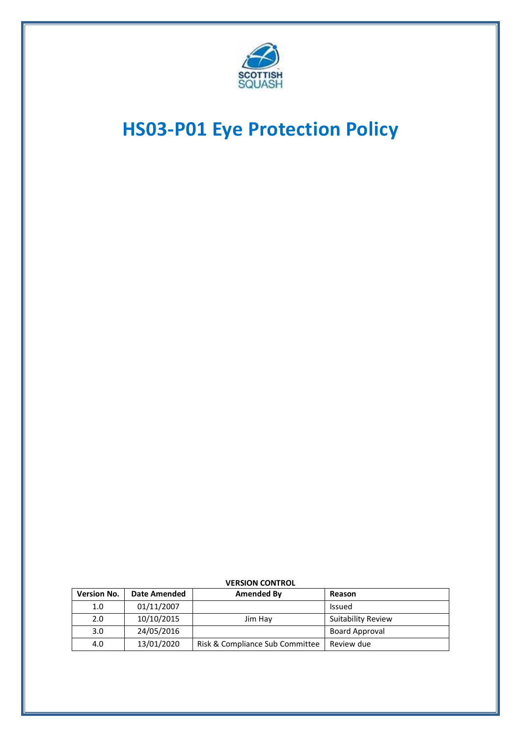# HS03-P01 Eye Protection Policy

**VERSION CONTROL**

| Version No. | Date Amended | Amended By | Reason |
|---|---|---|---|
| 1.0 | 01/11/2007 | | Issued |
| 2.0 | 10/10/2015 | Jim Hay | Suitability Review |
| 3.0 | 24/05/2016 | | Board Approval |
| 4.0 | 13/01/2020 | Risk & Compliance Sub Committee | Review due |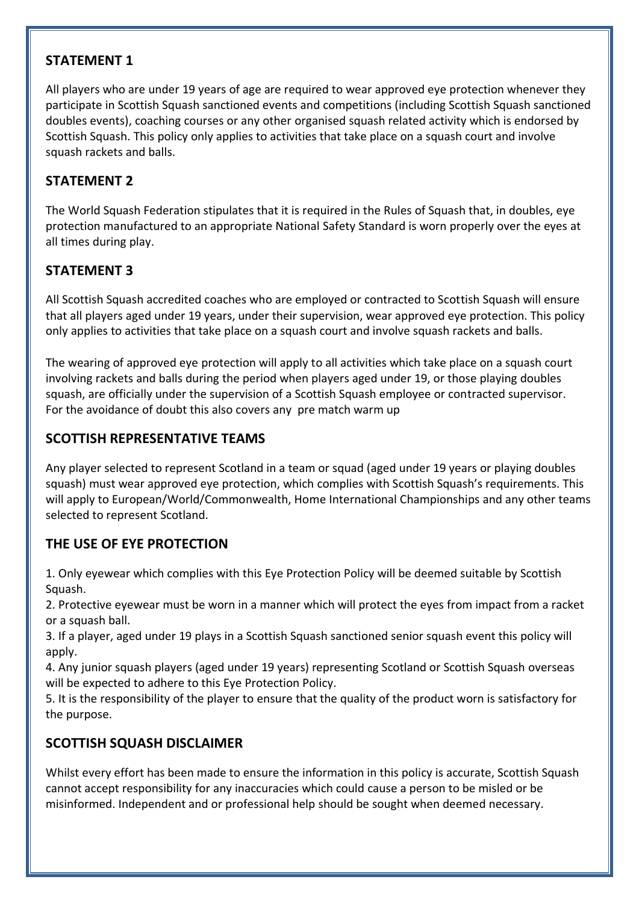## STATEMENT 1

All players who are under 19 years of age are required to wear approved eye protection whenever they participate in Scottish Squash sanctioned events and competitions (including Scottish Squash sanctioned doubles events), coaching courses or any other organised squash related activity which is endorsed by Scottish Squash. This policy only applies to activities that take place on a squash court and involve squash rackets and balls.

## STATEMENT 2

The World Squash Federation stipulates that it is required in the Rules of Squash that, in doubles, eye protection manufactured to an appropriate National Safety Standard is worn properly over the eyes at all times during play.

## STATEMENT 3

All Scottish Squash accredited coaches who are employed or contracted to Scottish Squash will ensure that all players aged under 19 years, under their supervision, wear approved eye protection. This policy only applies to activities that take place on a squash court and involve squash rackets and balls.

The wearing of approved eye protection will apply to all activities which take place on a squash court involving rackets and balls during the period when players aged under 19, or those playing doubles squash, are officially under the supervision of a Scottish Squash employee or contracted supervisor. For the avoidance of doubt this also covers any pre match warm up

## SCOTTISH REPRESENTATIVE TEAMS

Any player selected to represent Scotland in a team or squad (aged under 19 years or playing doubles squash) must wear approved eye protection, which complies with Scottish Squash's requirements. This will apply to European/World/Commonwealth, Home International Championships and any other teams selected to represent Scotland.

## THE USE OF EYE PROTECTION

1. Only eyewear which complies with this Eye Protection Policy will be deemed suitable by Scottish Squash.
2. Protective eyewear must be worn in a manner which will protect the eyes from impact from a racket or a squash ball.
3. If a player, aged under 19 plays in a Scottish Squash sanctioned senior squash event this policy will apply.
4. Any junior squash players (aged under 19 years) representing Scotland or Scottish Squash overseas will be expected to adhere to this Eye Protection Policy.
5. It is the responsibility of the player to ensure that the quality of the product worn is satisfactory for the purpose.

## SCOTTISH SQUASH DISCLAIMER

Whilst every effort has been made to ensure the information in this policy is accurate, Scottish Squash cannot accept responsibility for any inaccuracies which could cause a person to be misled or be misinformed. Independent and or professional help should be sought when deemed necessary.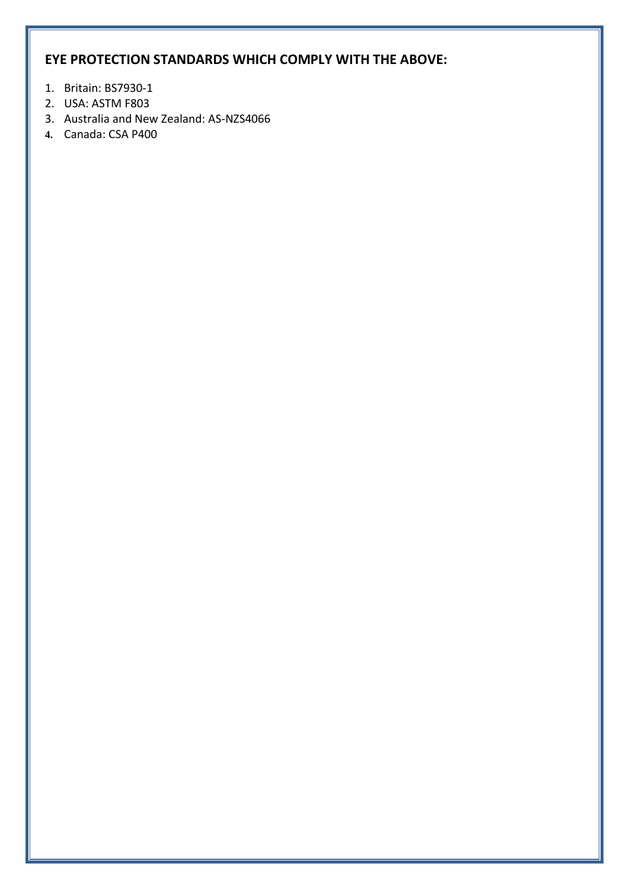## EYE PROTECTION STANDARDS WHICH COMPLY WITH THE ABOVE:

1. Britain: BS7930-1
2. USA: ASTM F803
3. Australia and New Zealand: AS-NZS4066
4. Canada: CSA P400